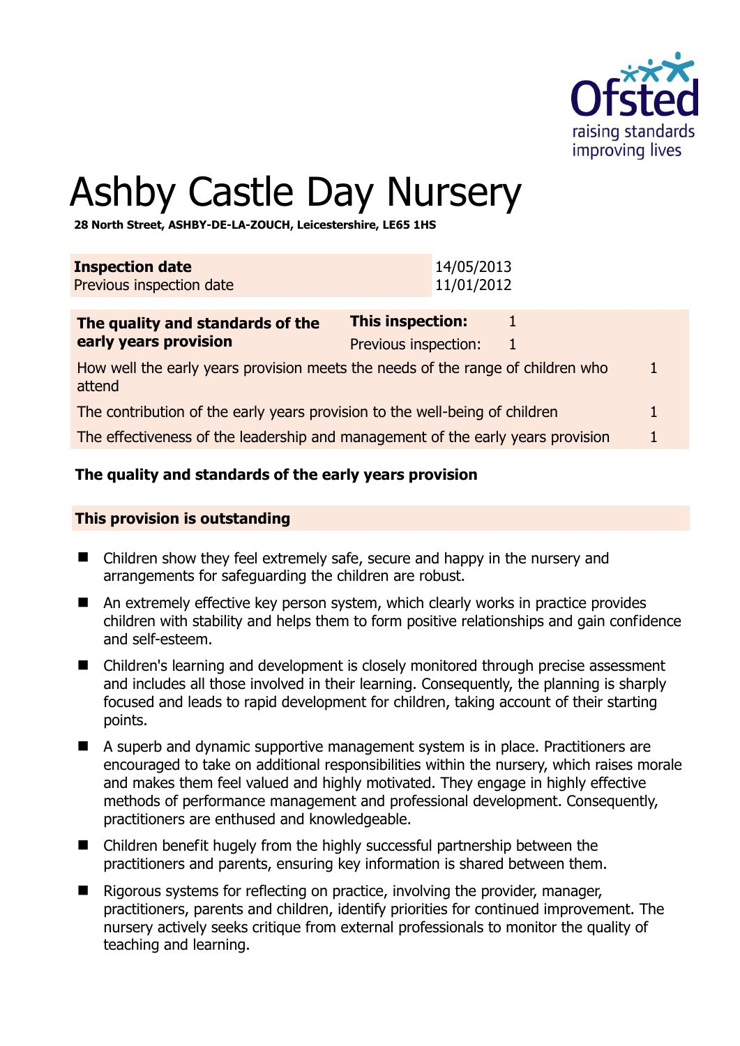# Ashby Castle Day Nursery

**28 North Street, ASHBY-DE-LA-ZOUCH, Leicestershire, LE65 1HS**

| **Inspection date** | 14/05/2013 |
|---|---|
| Previous inspection date | 11/01/2012 |

| **The quality and standards of the early years provision** | **This inspection:** 1<br>Previous inspection: 1 |
|---|---|
| How well the early years provision meets the needs of the range of children who attend | 1 |
| The contribution of the early years provision to the well-being of children | 1 |
| The effectiveness of the leadership and management of the early years provision | 1 |

## The quality and standards of the early years provision

**This provision is outstanding**

- Children show they feel extremely safe, secure and happy in the nursery and arrangements for safeguarding the children are robust.
- An extremely effective key person system, which clearly works in practice provides children with stability and helps them to form positive relationships and gain confidence and self-esteem.
- Children's learning and development is closely monitored through precise assessment and includes all those involved in their learning. Consequently, the planning is sharply focused and leads to rapid development for children, taking account of their starting points.
- A superb and dynamic supportive management system is in place. Practitioners are encouraged to take on additional responsibilities within the nursery, which raises morale and makes them feel valued and highly motivated. They engage in highly effective methods of performance management and professional development. Consequently, practitioners are enthused and knowledgeable.
- Children benefit hugely from the highly successful partnership between the practitioners and parents, ensuring key information is shared between them.
- Rigorous systems for reflecting on practice, involving the provider, manager, practitioners, parents and children, identify priorities for continued improvement. The nursery actively seeks critique from external professionals to monitor the quality of teaching and learning.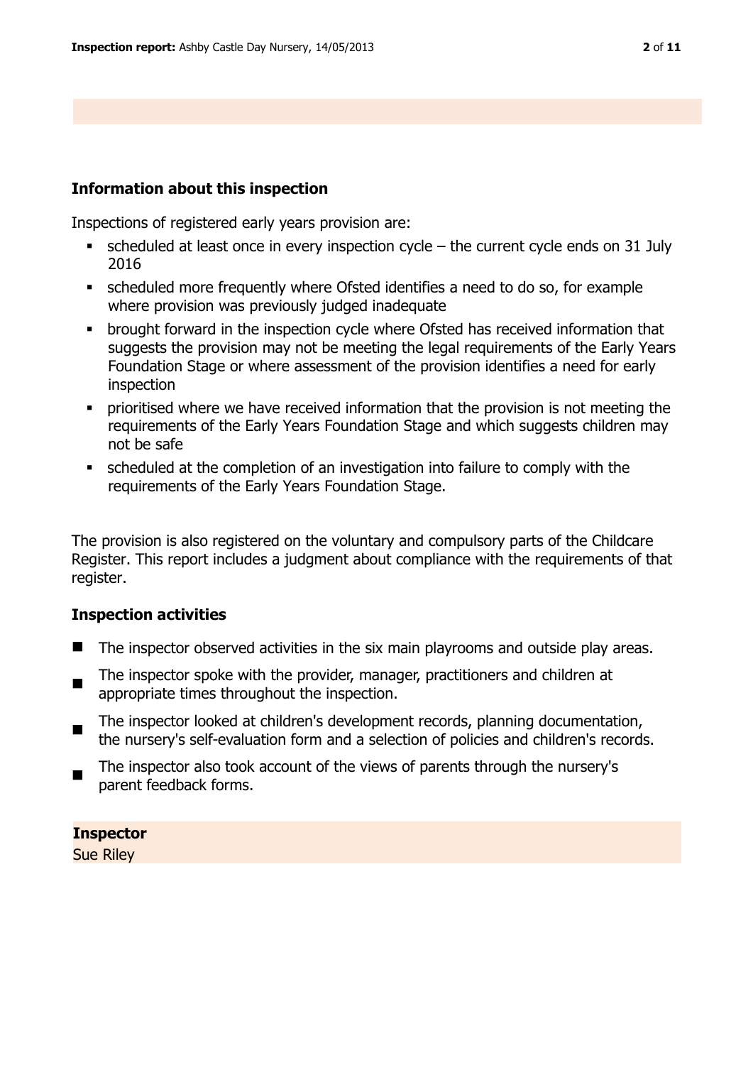## Information about this inspection

Inspections of registered early years provision are:

- scheduled at least once in every inspection cycle – the current cycle ends on 31 July 2016
- scheduled more frequently where Ofsted identifies a need to do so, for example where provision was previously judged inadequate
- brought forward in the inspection cycle where Ofsted has received information that suggests the provision may not be meeting the legal requirements of the Early Years Foundation Stage or where assessment of the provision identifies a need for early inspection
- prioritised where we have received information that the provision is not meeting the requirements of the Early Years Foundation Stage and which suggests children may not be safe
- scheduled at the completion of an investigation into failure to comply with the requirements of the Early Years Foundation Stage.

The provision is also registered on the voluntary and compulsory parts of the Childcare Register. This report includes a judgment about compliance with the requirements of that register.

## Inspection activities

- The inspector observed activities in the six main playrooms and outside play areas.
- The inspector spoke with the provider, manager, practitioners and children at appropriate times throughout the inspection.
- The inspector looked at children's development records, planning documentation, the nursery's self-evaluation form and a selection of policies and children's records.
- The inspector also took account of the views of parents through the nursery's parent feedback forms.

**Inspector**
Sue Riley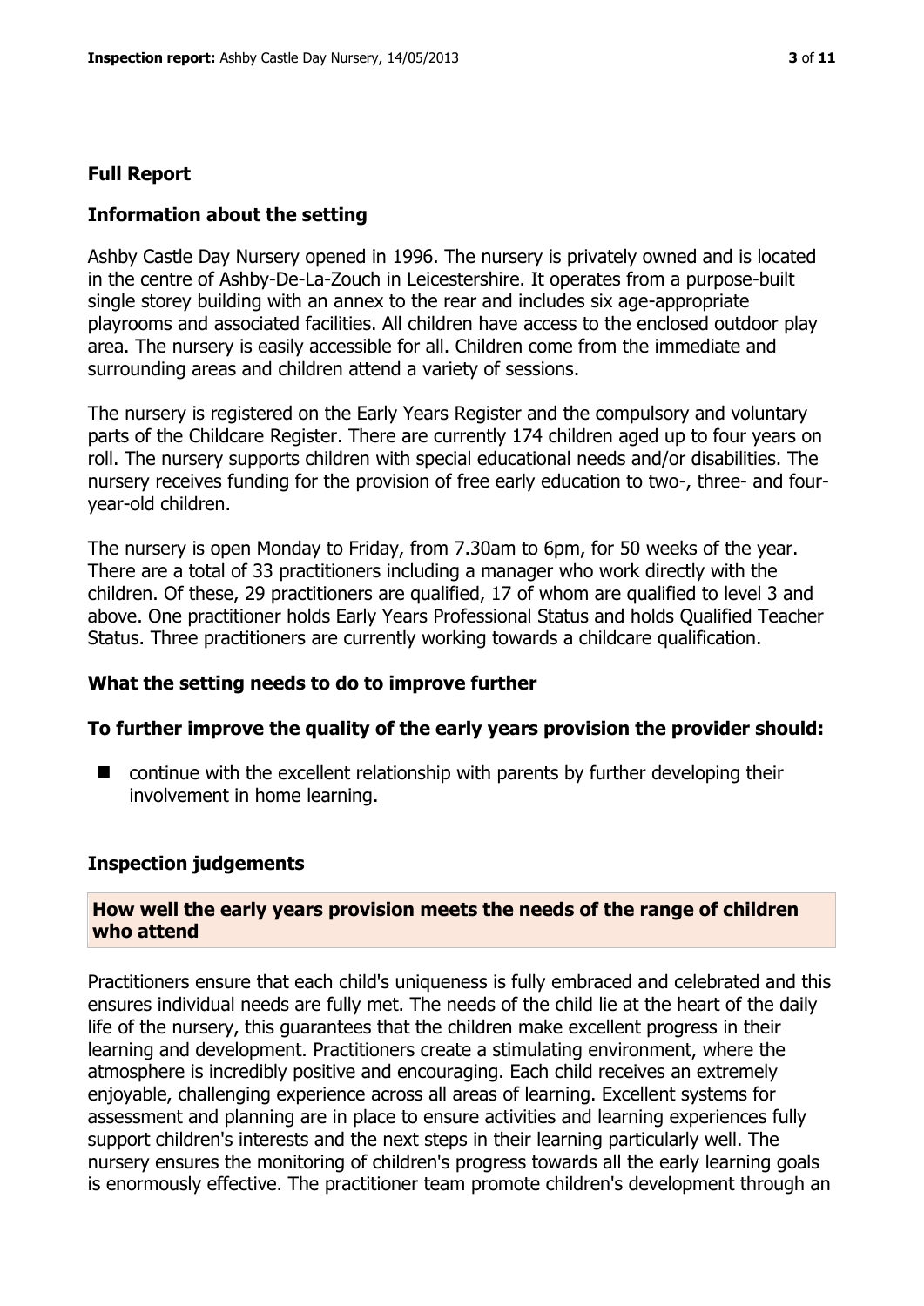## Full Report

### Information about the setting

Ashby Castle Day Nursery opened in 1996. The nursery is privately owned and is located in the centre of Ashby-De-La-Zouch in Leicestershire. It operates from a purpose-built single storey building with an annex to the rear and includes six age-appropriate playrooms and associated facilities. All children have access to the enclosed outdoor play area. The nursery is easily accessible for all. Children come from the immediate and surrounding areas and children attend a variety of sessions.

The nursery is registered on the Early Years Register and the compulsory and voluntary parts of the Childcare Register. There are currently 174 children aged up to four years on roll. The nursery supports children with special educational needs and/or disabilities. The nursery receives funding for the provision of free early education to two-, three- and four-year-old children.

The nursery is open Monday to Friday, from 7.30am to 6pm, for 50 weeks of the year. There are a total of 33 practitioners including a manager who work directly with the children. Of these, 29 practitioners are qualified, 17 of whom are qualified to level 3 and above. One practitioner holds Early Years Professional Status and holds Qualified Teacher Status. Three practitioners are currently working towards a childcare qualification.

### What the setting needs to do to improve further

**To further improve the quality of the early years provision the provider should:**

- continue with the excellent relationship with parents by further developing their involvement in home learning.

### Inspection judgements

#### How well the early years provision meets the needs of the range of children who attend

Practitioners ensure that each child's uniqueness is fully embraced and celebrated and this ensures individual needs are fully met. The needs of the child lie at the heart of the daily life of the nursery, this guarantees that the children make excellent progress in their learning and development. Practitioners create a stimulating environment, where the atmosphere is incredibly positive and encouraging. Each child receives an extremely enjoyable, challenging experience across all areas of learning. Excellent systems for assessment and planning are in place to ensure activities and learning experiences fully support children's interests and the next steps in their learning particularly well. The nursery ensures the monitoring of children's progress towards all the early learning goals is enormously effective. The practitioner team promote children's development through an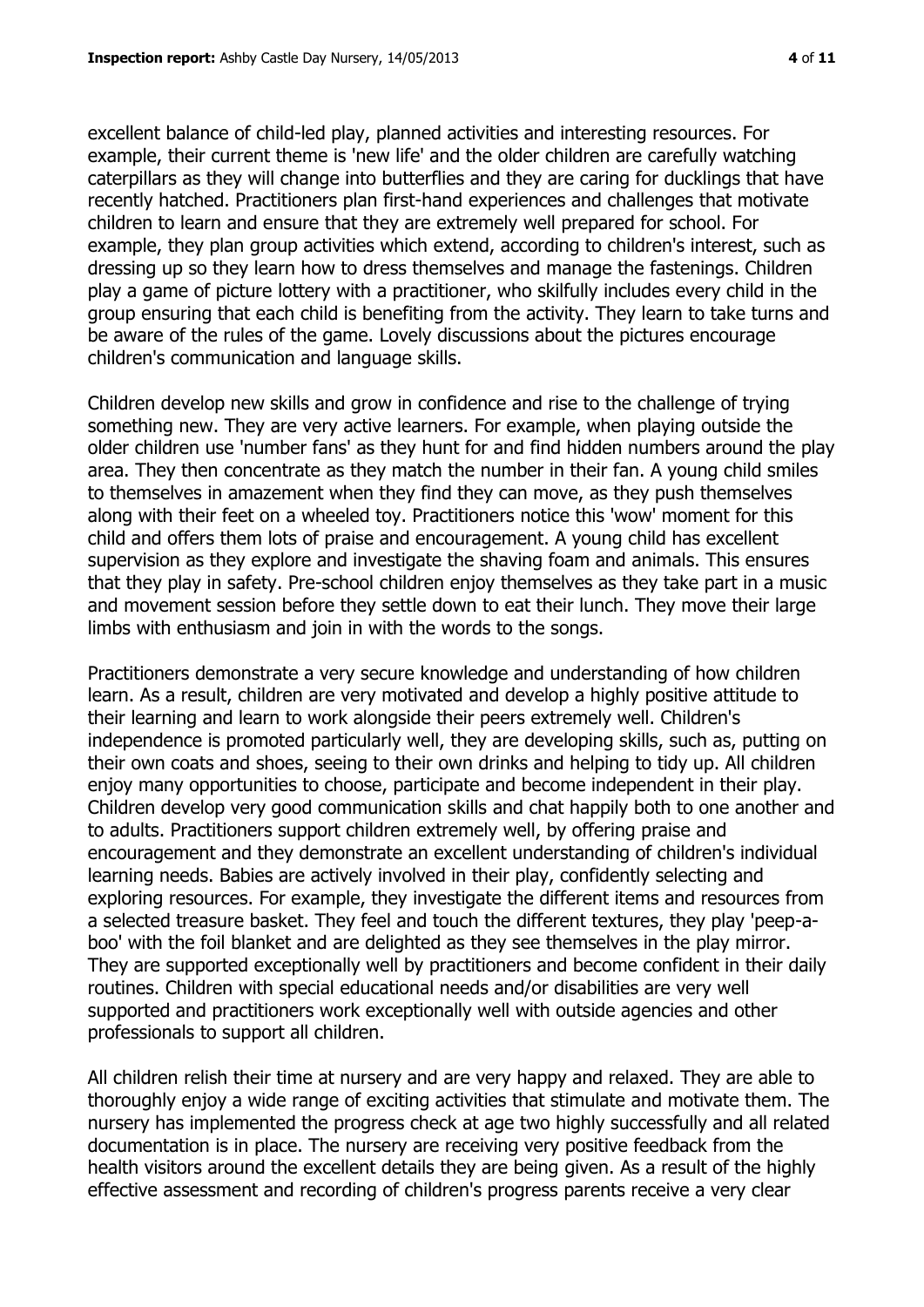excellent balance of child-led play, planned activities and interesting resources. For example, their current theme is 'new life' and the older children are carefully watching caterpillars as they will change into butterflies and they are caring for ducklings that have recently hatched. Practitioners plan first-hand experiences and challenges that motivate children to learn and ensure that they are extremely well prepared for school. For example, they plan group activities which extend, according to children's interest, such as dressing up so they learn how to dress themselves and manage the fastenings. Children play a game of picture lottery with a practitioner, who skilfully includes every child in the group ensuring that each child is benefiting from the activity. They learn to take turns and be aware of the rules of the game. Lovely discussions about the pictures encourage children's communication and language skills.

Children develop new skills and grow in confidence and rise to the challenge of trying something new. They are very active learners. For example, when playing outside the older children use 'number fans' as they hunt for and find hidden numbers around the play area. They then concentrate as they match the number in their fan. A young child smiles to themselves in amazement when they find they can move, as they push themselves along with their feet on a wheeled toy. Practitioners notice this 'wow' moment for this child and offers them lots of praise and encouragement. A young child has excellent supervision as they explore and investigate the shaving foam and animals. This ensures that they play in safety. Pre-school children enjoy themselves as they take part in a music and movement session before they settle down to eat their lunch. They move their large limbs with enthusiasm and join in with the words to the songs.

Practitioners demonstrate a very secure knowledge and understanding of how children learn. As a result, children are very motivated and develop a highly positive attitude to their learning and learn to work alongside their peers extremely well. Children's independence is promoted particularly well, they are developing skills, such as, putting on their own coats and shoes, seeing to their own drinks and helping to tidy up. All children enjoy many opportunities to choose, participate and become independent in their play. Children develop very good communication skills and chat happily both to one another and to adults. Practitioners support children extremely well, by offering praise and encouragement and they demonstrate an excellent understanding of children's individual learning needs. Babies are actively involved in their play, confidently selecting and exploring resources. For example, they investigate the different items and resources from a selected treasure basket. They feel and touch the different textures, they play 'peep-a-boo' with the foil blanket and are delighted as they see themselves in the play mirror. They are supported exceptionally well by practitioners and become confident in their daily routines. Children with special educational needs and/or disabilities are very well supported and practitioners work exceptionally well with outside agencies and other professionals to support all children.

All children relish their time at nursery and are very happy and relaxed. They are able to thoroughly enjoy a wide range of exciting activities that stimulate and motivate them. The nursery has implemented the progress check at age two highly successfully and all related documentation is in place. The nursery are receiving very positive feedback from the health visitors around the excellent details they are being given. As a result of the highly effective assessment and recording of children's progress parents receive a very clear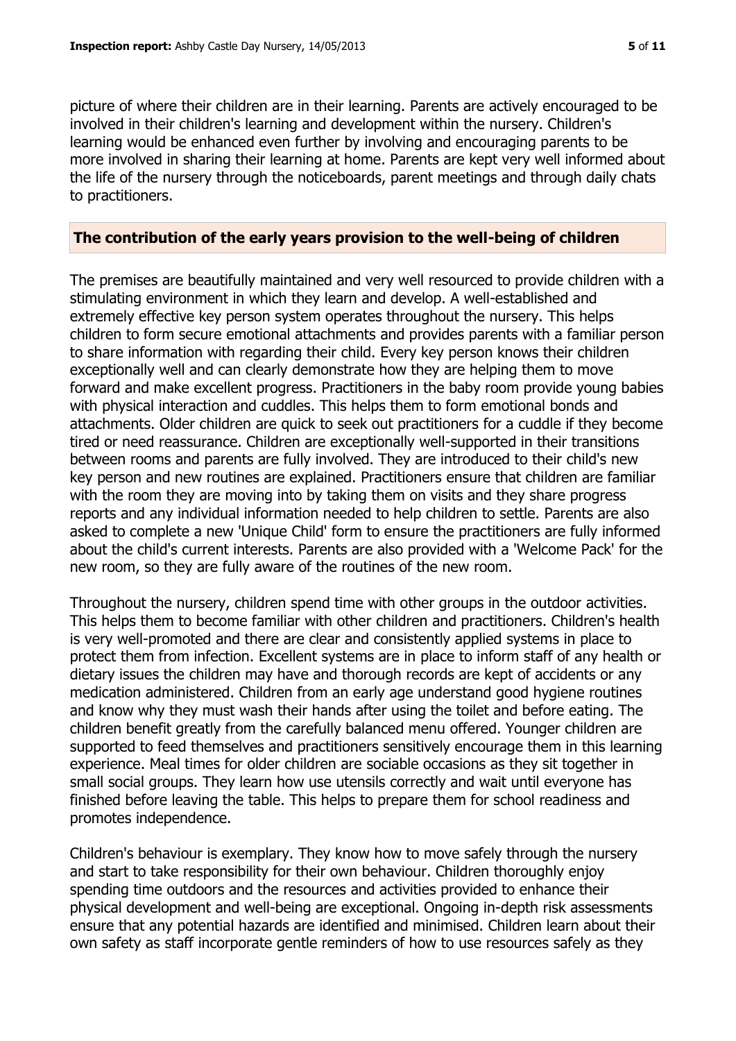picture of where their children are in their learning. Parents are actively encouraged to be involved in their children's learning and development within the nursery. Children's learning would be enhanced even further by involving and encouraging parents to be more involved in sharing their learning at home. Parents are kept very well informed about the life of the nursery through the noticeboards, parent meetings and through daily chats to practitioners.

## The contribution of the early years provision to the well-being of children

The premises are beautifully maintained and very well resourced to provide children with a stimulating environment in which they learn and develop. A well-established and extremely effective key person system operates throughout the nursery. This helps children to form secure emotional attachments and provides parents with a familiar person to share information with regarding their child. Every key person knows their children exceptionally well and can clearly demonstrate how they are helping them to move forward and make excellent progress. Practitioners in the baby room provide young babies with physical interaction and cuddles. This helps them to form emotional bonds and attachments. Older children are quick to seek out practitioners for a cuddle if they become tired or need reassurance. Children are exceptionally well-supported in their transitions between rooms and parents are fully involved. They are introduced to their child's new key person and new routines are explained. Practitioners ensure that children are familiar with the room they are moving into by taking them on visits and they share progress reports and any individual information needed to help children to settle. Parents are also asked to complete a new 'Unique Child' form to ensure the practitioners are fully informed about the child's current interests. Parents are also provided with a 'Welcome Pack' for the new room, so they are fully aware of the routines of the new room.

Throughout the nursery, children spend time with other groups in the outdoor activities. This helps them to become familiar with other children and practitioners. Children's health is very well-promoted and there are clear and consistently applied systems in place to protect them from infection. Excellent systems are in place to inform staff of any health or dietary issues the children may have and thorough records are kept of accidents or any medication administered. Children from an early age understand good hygiene routines and know why they must wash their hands after using the toilet and before eating. The children benefit greatly from the carefully balanced menu offered. Younger children are supported to feed themselves and practitioners sensitively encourage them in this learning experience. Meal times for older children are sociable occasions as they sit together in small social groups. They learn how use utensils correctly and wait until everyone has finished before leaving the table. This helps to prepare them for school readiness and promotes independence.

Children's behaviour is exemplary. They know how to move safely through the nursery and start to take responsibility for their own behaviour. Children thoroughly enjoy spending time outdoors and the resources and activities provided to enhance their physical development and well-being are exceptional. Ongoing in-depth risk assessments ensure that any potential hazards are identified and minimised. Children learn about their own safety as staff incorporate gentle reminders of how to use resources safely as they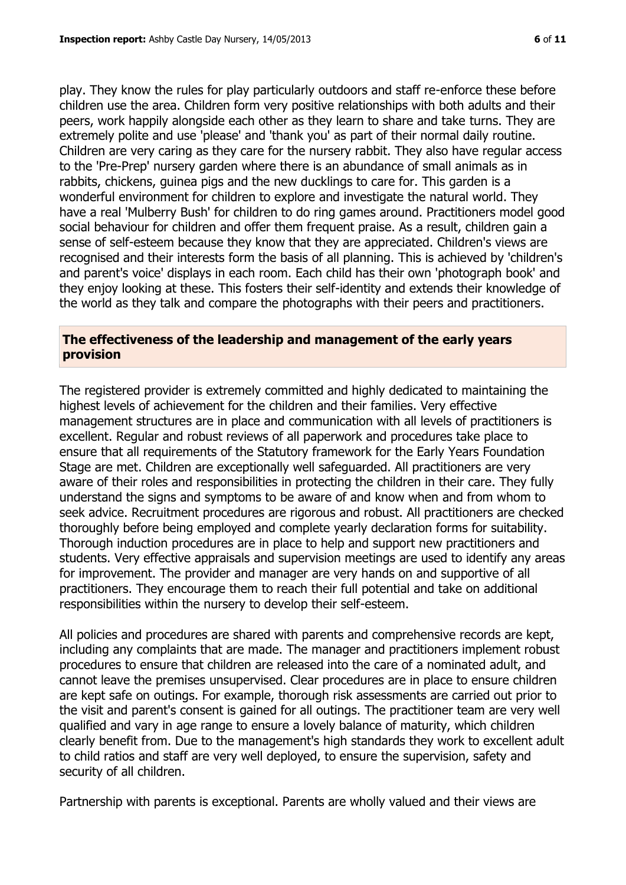play. They know the rules for play particularly outdoors and staff re-enforce these before children use the area. Children form very positive relationships with both adults and their peers, work happily alongside each other as they learn to share and take turns. They are extremely polite and use 'please' and 'thank you' as part of their normal daily routine. Children are very caring as they care for the nursery rabbit. They also have regular access to the 'Pre-Prep' nursery garden where there is an abundance of small animals as in rabbits, chickens, guinea pigs and the new ducklings to care for. This garden is a wonderful environment for children to explore and investigate the natural world. They have a real 'Mulberry Bush' for children to do ring games around. Practitioners model good social behaviour for children and offer them frequent praise. As a result, children gain a sense of self-esteem because they know that they are appreciated. Children's views are recognised and their interests form the basis of all planning. This is achieved by 'children's and parent's voice' displays in each room. Each child has their own 'photograph book' and they enjoy looking at these. This fosters their self-identity and extends their knowledge of the world as they talk and compare the photographs with their peers and practitioners.

## The effectiveness of the leadership and management of the early years provision

The registered provider is extremely committed and highly dedicated to maintaining the highest levels of achievement for the children and their families. Very effective management structures are in place and communication with all levels of practitioners is excellent. Regular and robust reviews of all paperwork and procedures take place to ensure that all requirements of the Statutory framework for the Early Years Foundation Stage are met. Children are exceptionally well safeguarded. All practitioners are very aware of their roles and responsibilities in protecting the children in their care. They fully understand the signs and symptoms to be aware of and know when and from whom to seek advice. Recruitment procedures are rigorous and robust. All practitioners are checked thoroughly before being employed and complete yearly declaration forms for suitability. Thorough induction procedures are in place to help and support new practitioners and students. Very effective appraisals and supervision meetings are used to identify any areas for improvement. The provider and manager are very hands on and supportive of all practitioners. They encourage them to reach their full potential and take on additional responsibilities within the nursery to develop their self-esteem.

All policies and procedures are shared with parents and comprehensive records are kept, including any complaints that are made. The manager and practitioners implement robust procedures to ensure that children are released into the care of a nominated adult, and cannot leave the premises unsupervised. Clear procedures are in place to ensure children are kept safe on outings. For example, thorough risk assessments are carried out prior to the visit and parent's consent is gained for all outings. The practitioner team are very well qualified and vary in age range to ensure a lovely balance of maturity, which children clearly benefit from. Due to the management's high standards they work to excellent adult to child ratios and staff are very well deployed, to ensure the supervision, safety and security of all children.

Partnership with parents is exceptional. Parents are wholly valued and their views are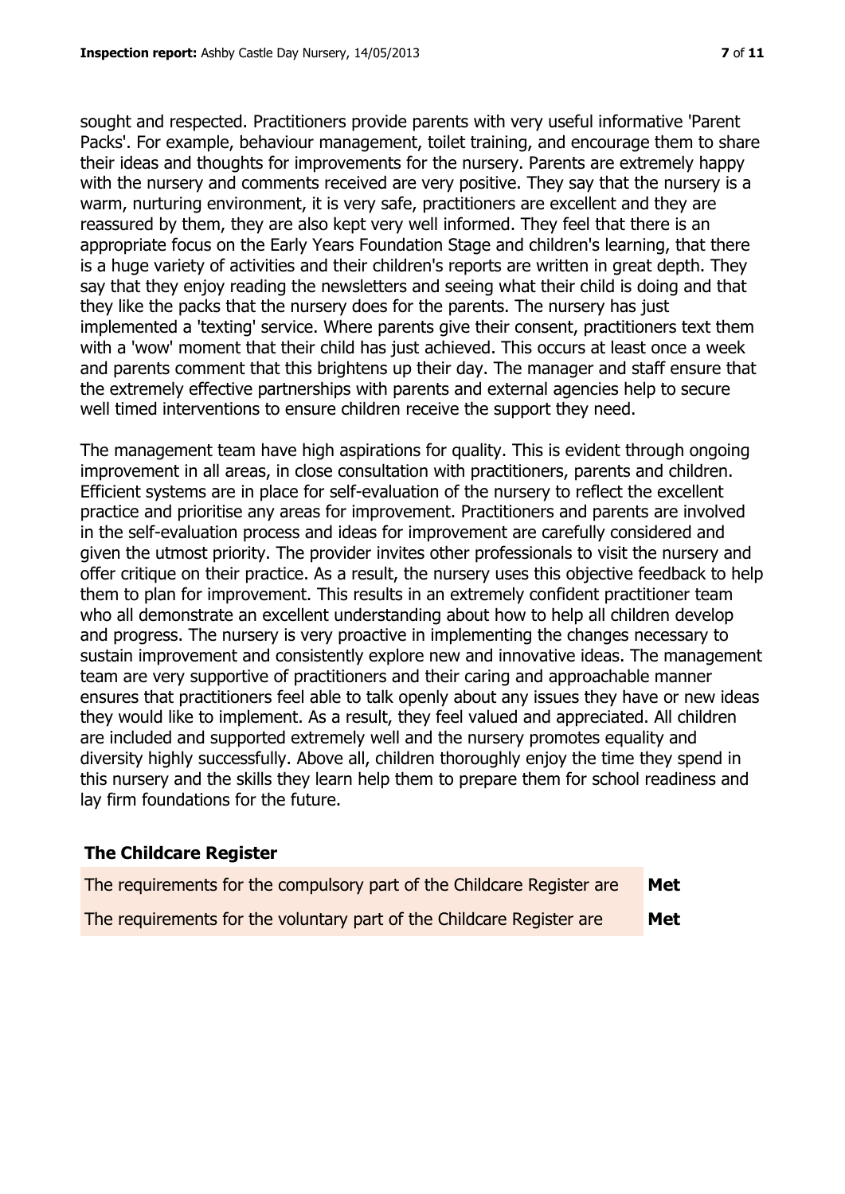sought and respected. Practitioners provide parents with very useful informative 'Parent Packs'. For example, behaviour management, toilet training, and encourage them to share their ideas and thoughts for improvements for the nursery. Parents are extremely happy with the nursery and comments received are very positive. They say that the nursery is a warm, nurturing environment, it is very safe, practitioners are excellent and they are reassured by them, they are also kept very well informed. They feel that there is an appropriate focus on the Early Years Foundation Stage and children's learning, that there is a huge variety of activities and their children's reports are written in great depth. They say that they enjoy reading the newsletters and seeing what their child is doing and that they like the packs that the nursery does for the parents. The nursery has just implemented a 'texting' service. Where parents give their consent, practitioners text them with a 'wow' moment that their child has just achieved. This occurs at least once a week and parents comment that this brightens up their day. The manager and staff ensure that the extremely effective partnerships with parents and external agencies help to secure well timed interventions to ensure children receive the support they need.

The management team have high aspirations for quality. This is evident through ongoing improvement in all areas, in close consultation with practitioners, parents and children. Efficient systems are in place for self-evaluation of the nursery to reflect the excellent practice and prioritise any areas for improvement. Practitioners and parents are involved in the self-evaluation process and ideas for improvement are carefully considered and given the utmost priority. The provider invites other professionals to visit the nursery and offer critique on their practice. As a result, the nursery uses this objective feedback to help them to plan for improvement. This results in an extremely confident practitioner team who all demonstrate an excellent understanding about how to help all children develop and progress. The nursery is very proactive in implementing the changes necessary to sustain improvement and consistently explore new and innovative ideas. The management team are very supportive of practitioners and their caring and approachable manner ensures that practitioners feel able to talk openly about any issues they have or new ideas they would like to implement. As a result, they feel valued and appreciated. All children are included and supported extremely well and the nursery promotes equality and diversity highly successfully. Above all, children thoroughly enjoy the time they spend in this nursery and the skills they learn help them to prepare them for school readiness and lay firm foundations for the future.

## The Childcare Register

| | |
|---|---|
| The requirements for the compulsory part of the Childcare Register are | **Met** |
| The requirements for the voluntary part of the Childcare Register are | **Met** |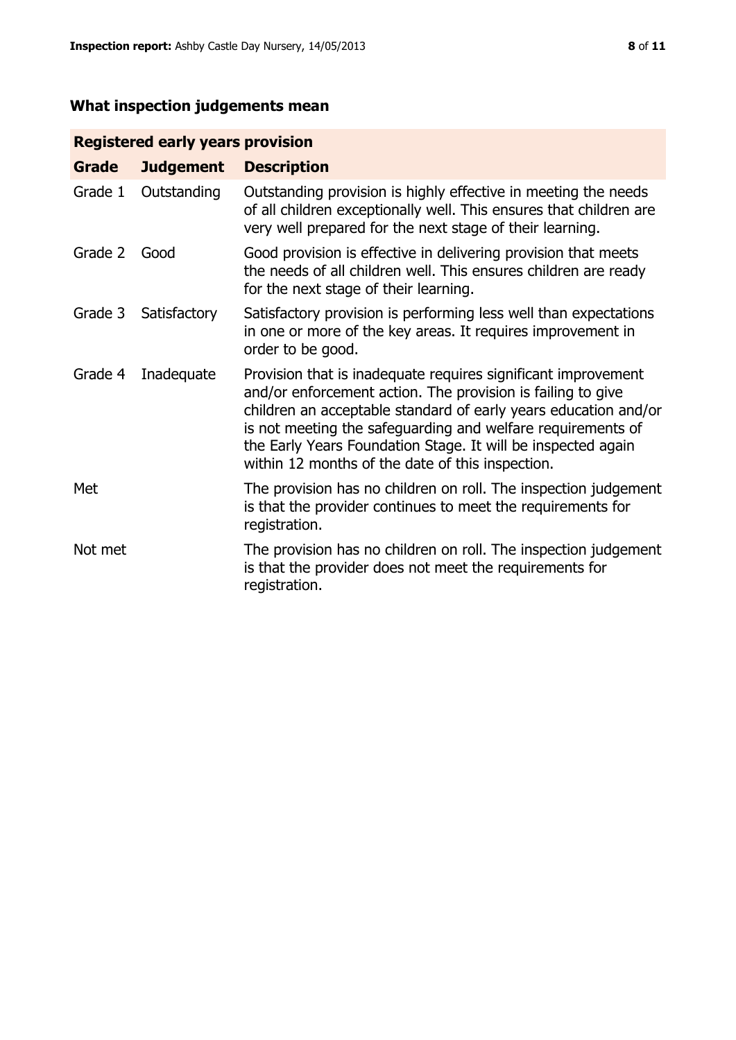## What inspection judgements mean

| Registered early years provision | | |
|---|---|---|
| **Grade** | **Judgement** | **Description** |
| Grade 1 | Outstanding | Outstanding provision is highly effective in meeting the needs of all children exceptionally well. This ensures that children are very well prepared for the next stage of their learning. |
| Grade 2 | Good | Good provision is effective in delivering provision that meets the needs of all children well. This ensures children are ready for the next stage of their learning. |
| Grade 3 | Satisfactory | Satisfactory provision is performing less well than expectations in one or more of the key areas. It requires improvement in order to be good. |
| Grade 4 | Inadequate | Provision that is inadequate requires significant improvement and/or enforcement action. The provision is failing to give children an acceptable standard of early years education and/or is not meeting the safeguarding and welfare requirements of the Early Years Foundation Stage. It will be inspected again within 12 months of the date of this inspection. |
| Met | | The provision has no children on roll. The inspection judgement is that the provider continues to meet the requirements for registration. |
| Not met | | The provision has no children on roll. The inspection judgement is that the provider does not meet the requirements for registration. |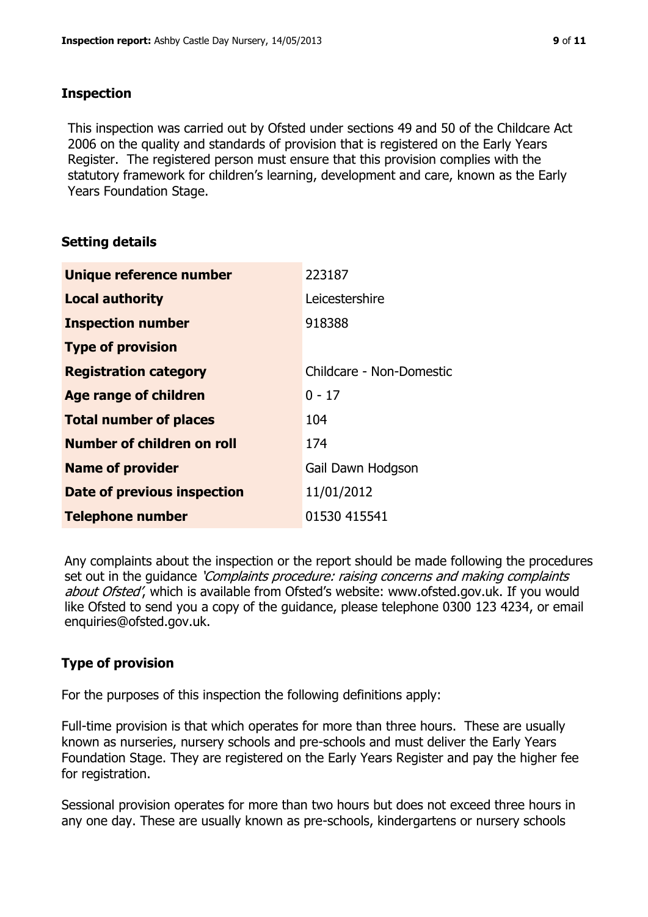## Inspection

This inspection was carried out by Ofsted under sections 49 and 50 of the Childcare Act 2006 on the quality and standards of provision that is registered on the Early Years Register. The registered person must ensure that this provision complies with the statutory framework for children's learning, development and care, known as the Early Years Foundation Stage.

## Setting details

| | |
|---|---|
| **Unique reference number** | 223187 |
| **Local authority** | Leicestershire |
| **Inspection number** | 918388 |
| **Type of provision** | |
| **Registration category** | Childcare - Non-Domestic |
| **Age range of children** | 0 - 17 |
| **Total number of places** | 104 |
| **Number of children on roll** | 174 |
| **Name of provider** | Gail Dawn Hodgson |
| **Date of previous inspection** | 11/01/2012 |
| **Telephone number** | 01530 415541 |

Any complaints about the inspection or the report should be made following the procedures set out in the guidance *'Complaints procedure: raising concerns and making complaints about Ofsted'*, which is available from Ofsted's website: www.ofsted.gov.uk. If you would like Ofsted to send you a copy of the guidance, please telephone 0300 123 4234, or email enquiries@ofsted.gov.uk.

## Type of provision

For the purposes of this inspection the following definitions apply:

Full-time provision is that which operates for more than three hours. These are usually known as nurseries, nursery schools and pre-schools and must deliver the Early Years Foundation Stage. They are registered on the Early Years Register and pay the higher fee for registration.

Sessional provision operates for more than two hours but does not exceed three hours in any one day. These are usually known as pre-schools, kindergartens or nursery schools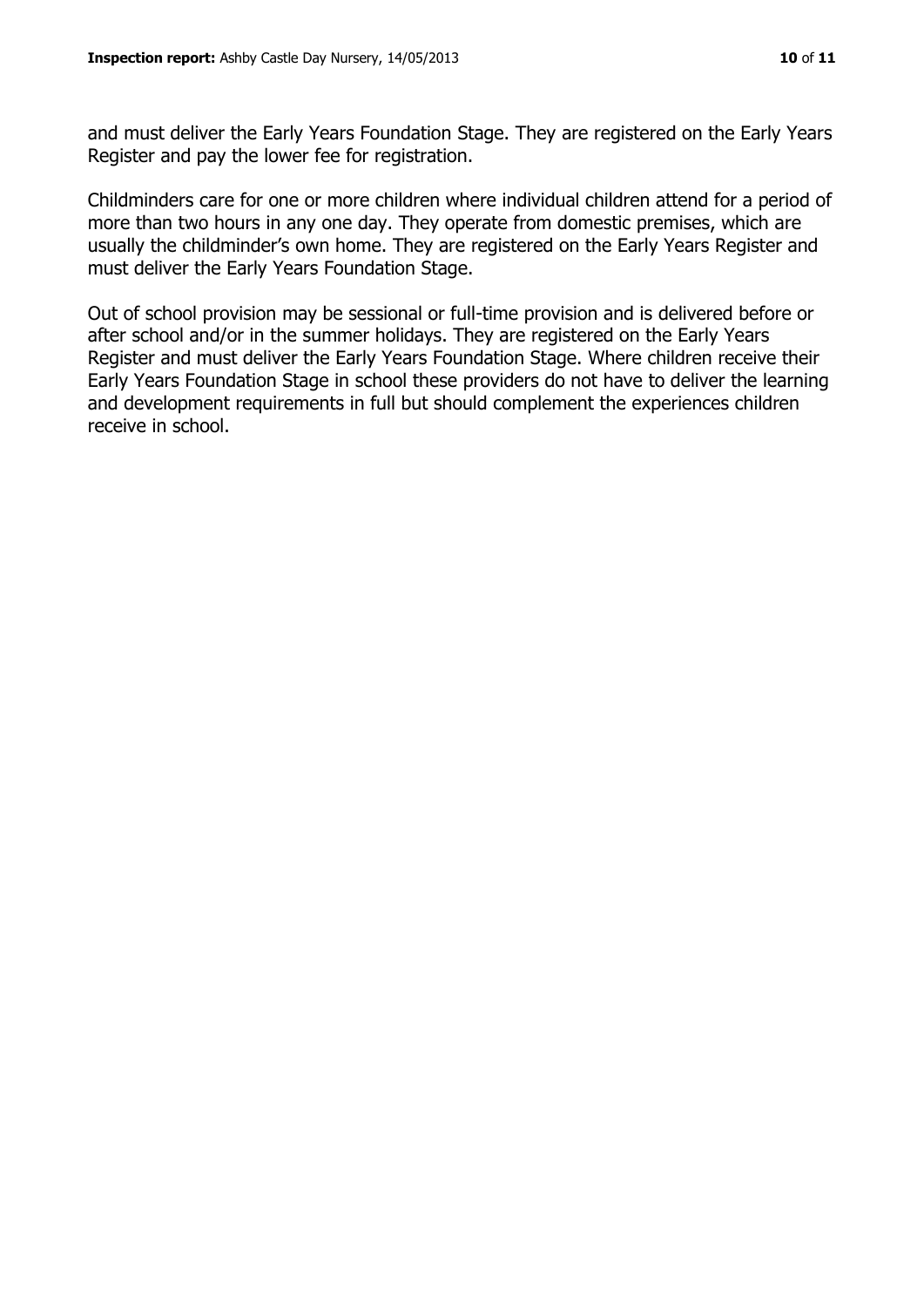and must deliver the Early Years Foundation Stage. They are registered on the Early Years Register and pay the lower fee for registration.

Childminders care for one or more children where individual children attend for a period of more than two hours in any one day. They operate from domestic premises, which are usually the childminder's own home. They are registered on the Early Years Register and must deliver the Early Years Foundation Stage.

Out of school provision may be sessional or full-time provision and is delivered before or after school and/or in the summer holidays. They are registered on the Early Years Register and must deliver the Early Years Foundation Stage. Where children receive their Early Years Foundation Stage in school these providers do not have to deliver the learning and development requirements in full but should complement the experiences children receive in school.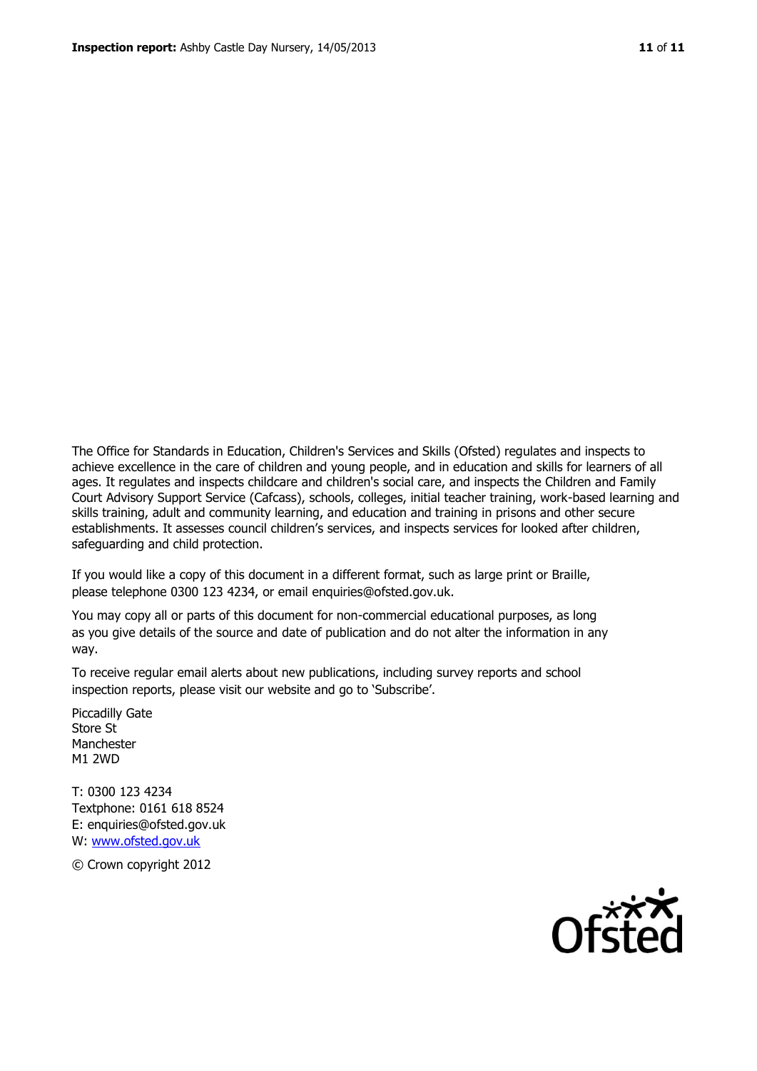The Office for Standards in Education, Children's Services and Skills (Ofsted) regulates and inspects to achieve excellence in the care of children and young people, and in education and skills for learners of all ages. It regulates and inspects childcare and children's social care, and inspects the Children and Family Court Advisory Support Service (Cafcass), schools, colleges, initial teacher training, work-based learning and skills training, adult and community learning, and education and training in prisons and other secure establishments. It assesses council children's services, and inspects services for looked after children, safeguarding and child protection.

If you would like a copy of this document in a different format, such as large print or Braille, please telephone 0300 123 4234, or email enquiries@ofsted.gov.uk.

You may copy all or parts of this document for non-commercial educational purposes, as long as you give details of the source and date of publication and do not alter the information in any way.

To receive regular email alerts about new publications, including survey reports and school inspection reports, please visit our website and go to 'Subscribe'.

Piccadilly Gate
Store St
Manchester
M1 2WD

T: 0300 123 4234
Textphone: 0161 618 8524
E: enquiries@ofsted.gov.uk
W: [www.ofsted.gov.uk](http://www.ofsted.gov.uk)

© Crown copyright 2012

Ofsted